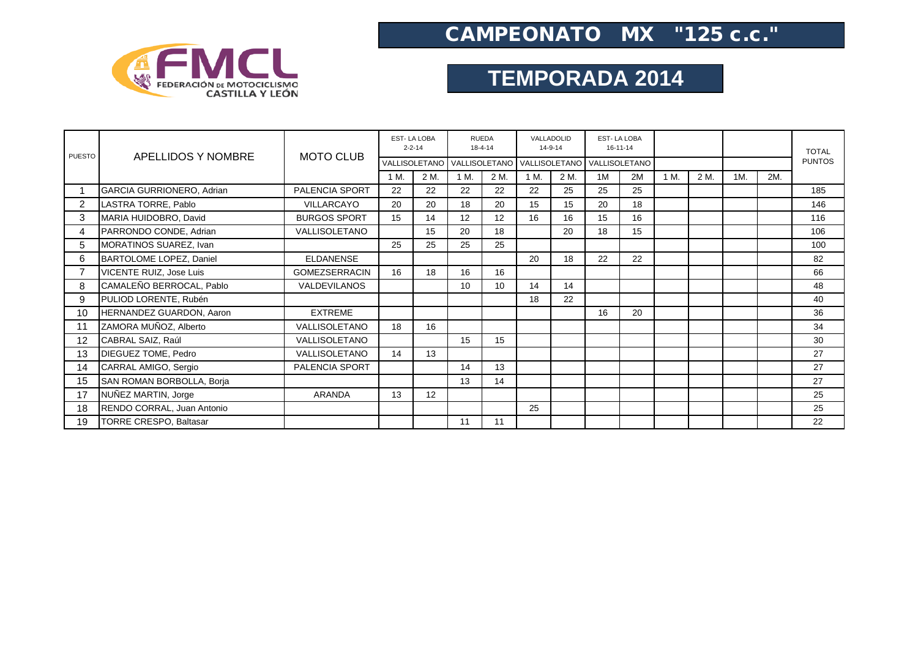# CAMPEONATO MX "125 c.c."

## TEMPORADA 2014

| PUESTO | APELLIDOS Y NOMBRE | MOTO CLUB | EST- LA LOBA 2-2-14 VALLISOLETANO | | RUEDA 18-4-14 VALLISOLETANO | | VALLADOLID 14-9-14 VALLISOLETANO | | EST- LA LOBA 16-11-14 VALLISOLETANO | | | | | | TOTAL PUNTOS |
|---|---|---|---|---|---|---|---|---|---|---|---|---|---|---|---|
| | | | 1 M. | 2 M. | 1 M. | 2 M. | 1 M. | 2 M. | 1M | 2M | 1 M. | 2 M. | 1M. | 2M. | |
| 1 | GARCIA GURRIONERO, Adrian | PALENCIA SPORT | 22 | 22 | 22 | 22 | 22 | 25 | 25 | 25 | | | | | 185 |
| 2 | LASTRA TORRE, Pablo | VILLARCAYO | 20 | 20 | 18 | 20 | 15 | 15 | 20 | 18 | | | | | 146 |
| 3 | MARIA HUIDOBRO, David | BURGOS SPORT | 15 | 14 | 12 | 12 | 16 | 16 | 15 | 16 | | | | | 116 |
| 4 | PARRONDO CONDE, Adrian | VALLISOLETANO | | 15 | 20 | 18 | | 20 | 18 | 15 | | | | | 106 |
| 5 | MORATINOS SUAREZ, Ivan | | 25 | 25 | 25 | 25 | | | | | | | | | 100 |
| 6 | BARTOLOME LOPEZ, Daniel | ELDANENSE | | | | | 20 | 18 | 22 | 22 | | | | | 82 |
| 7 | VICENTE RUIZ, Jose Luis | GOMEZSERRACIN | 16 | 18 | 16 | 16 | | | | | | | | | 66 |
| 8 | CAMALEÑO BERROCAL, Pablo | VALDEVILANOS | | | 10 | 10 | 14 | 14 | | | | | | | 48 |
| 9 | PULIOD LORENTE, Rubén | | | | | | 18 | 22 | | | | | | | 40 |
| 10 | HERNANDEZ GUARDON, Aaron | EXTREME | | | | | | | 16 | 20 | | | | | 36 |
| 11 | ZAMORA MUÑOZ, Alberto | VALLISOLETANO | 18 | 16 | | | | | | | | | | | 34 |
| 12 | CABRAL SAIZ, Raúl | VALLISOLETANO | | | 15 | 15 | | | | | | | | | 30 |
| 13 | DIEGUEZ TOME, Pedro | VALLISOLETANO | 14 | 13 | | | | | | | | | | | 27 |
| 14 | CARRAL AMIGO, Sergio | PALENCIA SPORT | | | 14 | 13 | | | | | | | | | 27 |
| 15 | SAN ROMAN BORBOLLA, Borja | | | | 13 | 14 | | | | | | | | | 27 |
| 17 | NUÑEZ MARTIN, Jorge | ARANDA | 13 | 12 | | | | | | | | | | | 25 |
| 18 | RENDO CORRAL, Juan Antonio | | | | | | 25 | | | | | | | | 25 |
| 19 | TORRE CRESPO, Baltasar | | | | 11 | 11 | | | | | | | | | 22 |